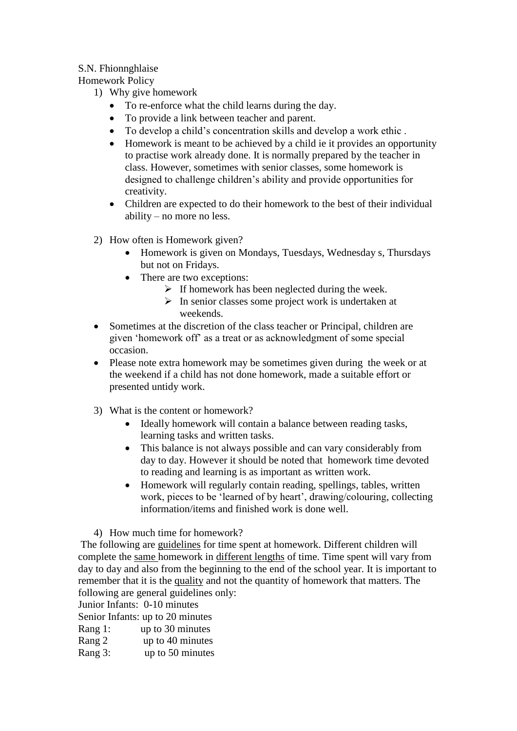S.N. Fhionnghlaise

Homework Policy

1) Why give homework
   - To re-enforce what the child learns during the day.
   - To provide a link between teacher and parent.
   - To develop a child's concentration skills and develop a work ethic .
   - Homework is meant to be achieved by a child ie it provides an opportunity to practise work already done. It is normally prepared by the teacher in class. However, sometimes with senior classes, some homework is designed to challenge children's ability and provide opportunities for creativity.
   - Children are expected to do their homework to the best of their individual ability – no more no less.

2) How often is Homework given?
   - Homework is given on Mondays, Tuesdays, Wednesday s, Thursdays but not on Fridays.
   - There are two exceptions:
     - If homework has been neglected during the week.
     - In senior classes some project work is undertaken at weekends.

- Sometimes at the discretion of the class teacher or Principal, children are given 'homework off' as a treat or as acknowledgment of some special occasion.
- Please note extra homework may be sometimes given during the week or at the weekend if a child has not done homework, made a suitable effort or presented untidy work.

3) What is the content or homework?
   - Ideally homework will contain a balance between reading tasks, learning tasks and written tasks.
   - This balance is not always possible and can vary considerably from day to day. However it should be noted that homework time devoted to reading and learning is as important as written work.
   - Homework will regularly contain reading, spellings, tables, written work, pieces to be 'learned of by heart', drawing/colouring, collecting information/items and finished work is done well.

4) How much time for homework?

The following are <u>guidelines</u> for time spent at homework. Different children will complete the <u>same</u> homework in <u>different lengths</u> of time. Time spent will vary from day to day and also from the beginning to the end of the school year. It is important to remember that it is the <u>quality</u> and not the quantity of homework that matters. The following are general guidelines only:

Junior Infants: 0-10 minutes
Senior Infants: up to 20 minutes
Rang 1: up to 30 minutes
Rang 2 up to 40 minutes
Rang 3: up to 50 minutes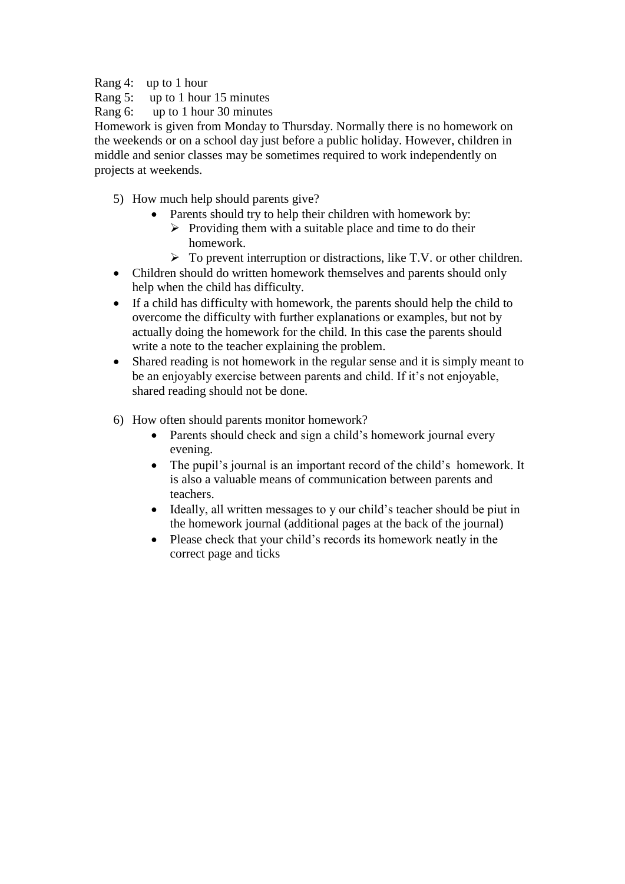Rang 4: up to 1 hour
Rang 5: up to 1 hour 15 minutes
Rang 6: up to 1 hour 30 minutes
Homework is given from Monday to Thursday. Normally there is no homework on the weekends or on a school day just before a public holiday. However, children in middle and senior classes may be sometimes required to work independently on projects at weekends.

5) How much help should parents give?
    - Parents should try to help their children with homework by:
        - Providing them with a suitable place and time to do their homework.
        - To prevent interruption or distractions, like T.V. or other children.
- Children should do written homework themselves and parents should only help when the child has difficulty.
- If a child has difficulty with homework, the parents should help the child to overcome the difficulty with further explanations or examples, but not by actually doing the homework for the child. In this case the parents should write a note to the teacher explaining the problem.
- Shared reading is not homework in the regular sense and it is simply meant to be an enjoyably exercise between parents and child. If it's not enjoyable, shared reading should not be done.

6) How often should parents monitor homework?
    - Parents should check and sign a child's homework journal every evening.
    - The pupil's journal is an important record of the child's homework. It is also a valuable means of communication between parents and teachers.
    - Ideally, all written messages to y our child's teacher should be piut in the homework journal (additional pages at the back of the journal)
    - Please check that your child's records its homework neatly in the correct page and ticks